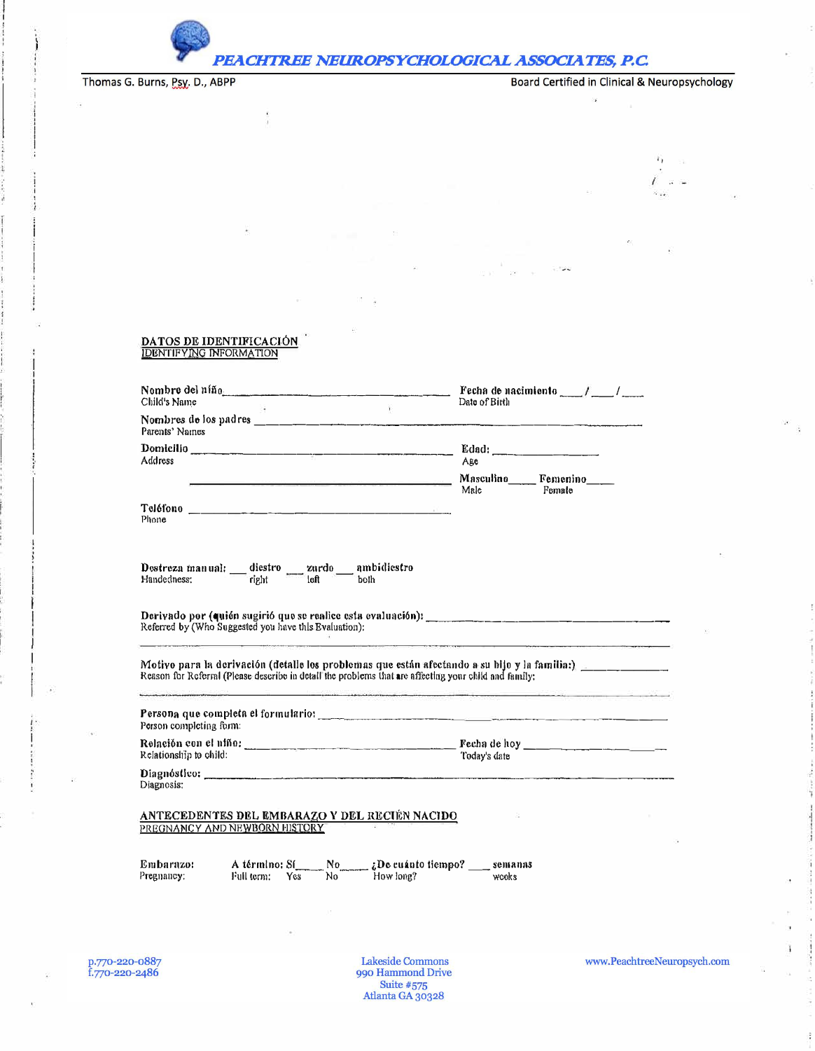*PEACHTREE NEUROPSYCHOLOGICAL ASSOCIATES, P.C.*

Thomas G. Burns, Psy. D., ABPP — Board Certified in Clinical & Neuropsychology

## DATOS DE IDENTIFICACIÓN
IDENTIFYING INFORMATION

Nombre del niño ______________________________ Fecha de nacimiento ____/____/____
Child's Name — Date of Birth

Nombres de los padres ______________________________
Parents' Names

Domicilio ______________________________ Edad: ______________
Address — Age

______________________________ Masculino____ Femenino____
Male — Female

Teléfono ______________________________
Phone

Destreza manual: ___ diestro ___ zurdo ___ ambidiestro
Handedness: right — left — both

Derivado por (quién sugirió que se realice esta evaluación): ______________________________
Referred by (Who Suggested you have this Evaluation):

______________________________

Motivo para la derivación (detalle los problemas que están afectando a su hijo y la familia:) ______________
Reason for Referral (Please describe in detail the problems that are affecting your child and family:

______________________________

Persona que completa el formulario: ______________________________
Person completing form:

Relación con el niño: ______________________________ Fecha de hoy ______________
Relationship to child: — Today's date

Diagnóstico: ______________________________
Diagnosis:

## ANTECEDENTES DEL EMBARAZO Y DEL RECIÉN NACIDO
PREGNANCY AND NEWBORN HISTORY

Embarazo: A término: Sí____ No____ ¿De cuánto tiempo? ____ semanas
Pregnancy: Full term: Yes — No — How long? — weeks

p.770-220-0887
f.770-220-2486

Lakeside Commons
990 Hammond Drive
Suite #575
Atlanta GA 30328

www.PeachtreeNeuropsych.com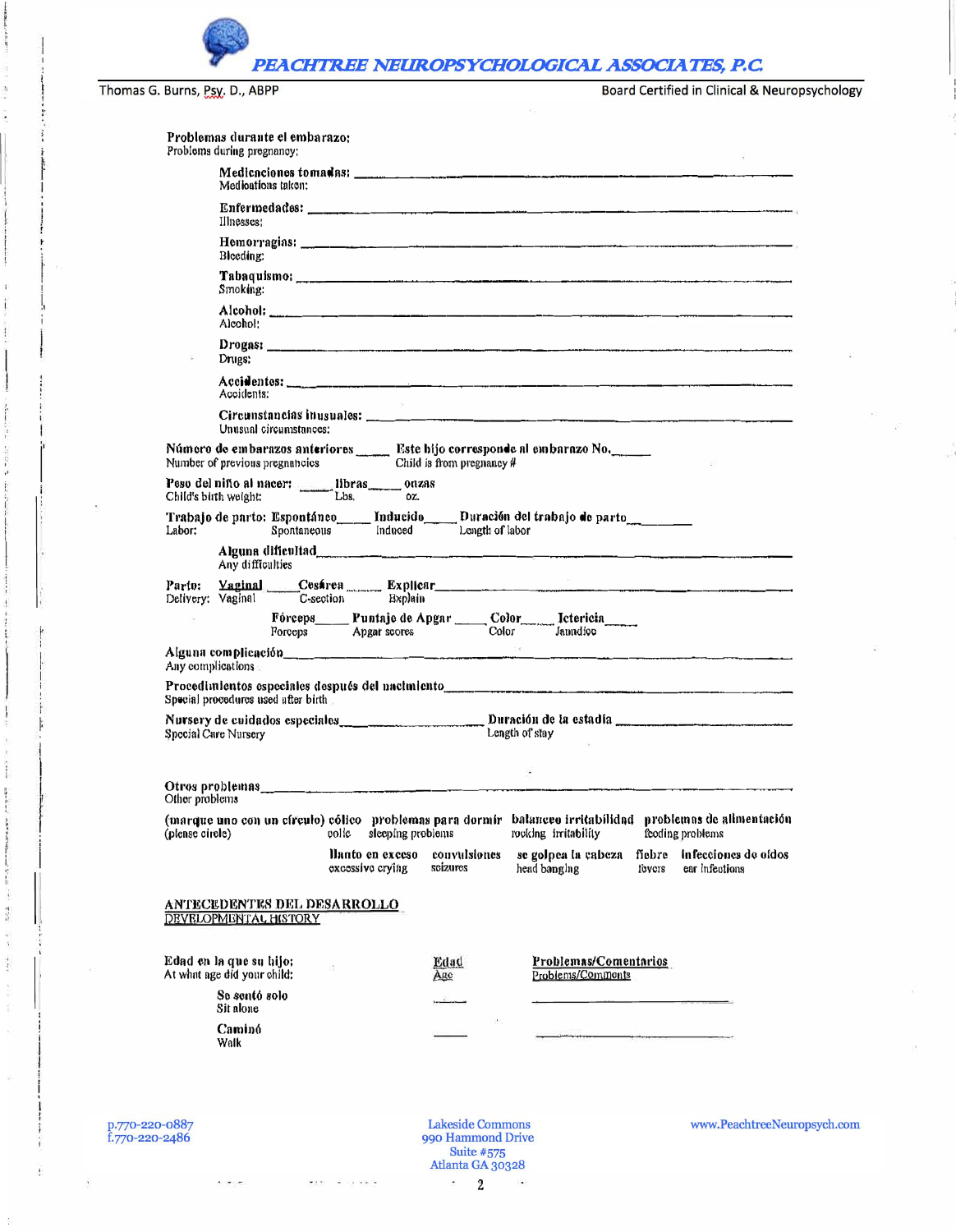**Problemas durante el embarazo:**
Problems during pregnancy:

**Medicaciones tomadas:** ______________________
Medications taken:

**Enfermedades:** ______________________
Illnesses:

**Hemorragias:** ______________________
Bleeding:

**Tabaquismo:** ______________________
Smoking:

**Alcohol:** ______________________
Alcohol:

**Drogas:** ______________________
Drugs:

**Accidentes:** ______________________
Accidents:

**Circunstancias inusuales:** ______________________
Unusual circumstances:

**Número de embarazos anteriores** _____ **Este hijo corresponde al embarazo No.** _____
Number of previous pregnancies — Child is from pregnancy #

**Peso del niño al nacer:** _____ **libras** _____ **onzas**
Child's birth weight: Lbs. oz.

**Trabajo de parto: Espontáneo** _____ **Inducido** _____ **Duración del trabajo de parto** _____
Labor: Spontaneous — Induced — Length of labor

**Alguna dificultad** ______________________
Any difficulties

**Parto: Vaginal** _____ **Cesárea** _____ **Explicar** ______________________
Delivery: Vaginal — C-section — Explain

**Fórceps** _____ **Puntaje de Apgar** _____ **Color** _____ **Ictericia** _____
Forceps — Apgar scores — Color — Jaundice

**Alguna complicación** ______________________
Any complications

**Procedimientos especiales después del nacimiento** ______________________
Special procedures used after birth

**Nursery de cuidados especiales** ____________ **Duración de la estadía** ____________
Special Care Nursery — Length of stay

**Otros problemas** ______________________
Other problems

**(marque uno con un círculo)** (please circle)
**cólico** colic — **problemas para dormir** sleeping problems — **balanceo** rocking — **irritabilidad** irritability — **problemas de alimentación** feeding problems
**llanto en exceso** excessive crying — **convulsiones** seizures — **se golpea la cabeza** head banging — **fiebre** fevers — **infecciones de oídos** ear infections

## ANTECEDENTES DEL DESARROLLO
DEVELOPMENTAL HISTORY

| Edad en la que su hijo: At what age did your child: | Edad Age | Problemas/Comentarios Problems/Comments |
|---|---|---|
| Se sentó solo Sit alone | _____ | __________ |
| Caminó Walk | _____ | __________ |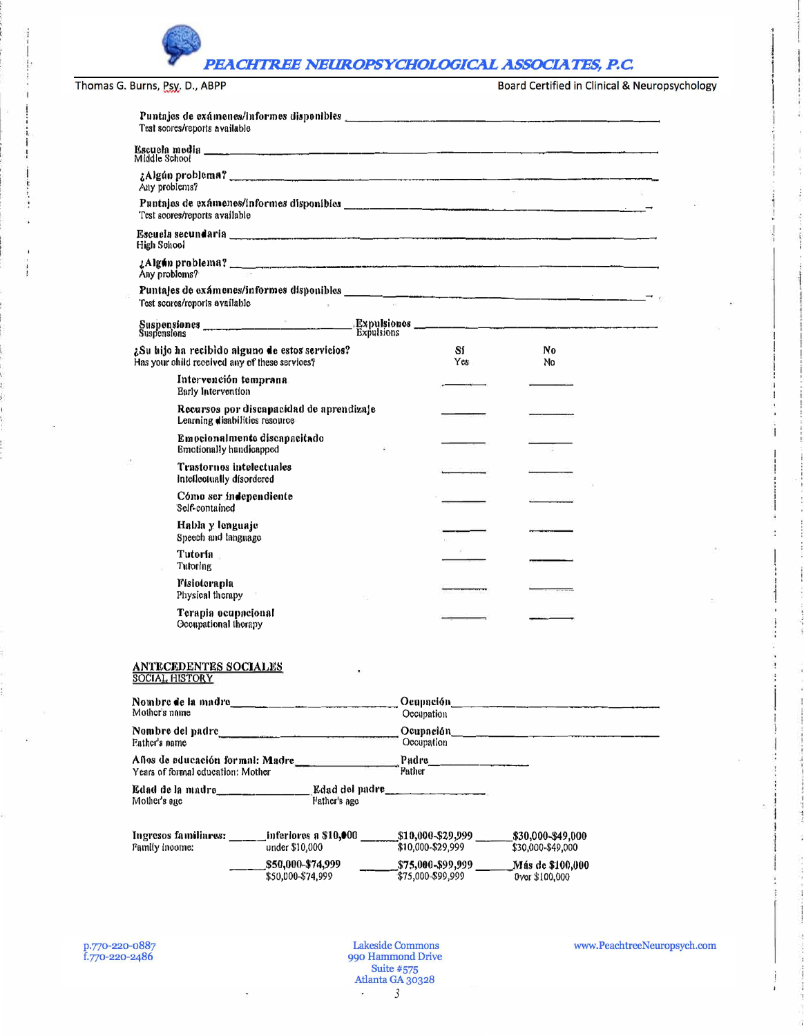Puntajes de exámenes/informes disponibles ______________________________
Test scores/reports available

Escuela media ______________________________
Middle School

¿Algún problema? ______________________________
Any problems?

Puntajes de exámenes/informes disponibles ______________________________
Test scores/reports available

Escuela secundaria ______________________________
High School

¿Algún problema? ______________________________
Any problems?

Puntajes de exámenes/informes disponibles ______________________________
Test scores/reports available

Suspensiones ______________ Expulsiones ______________
Suspensions Expulsions

| ¿Su hijo ha recibido alguno de estos servicios?<br>Has your child received any of these services? | Sí<br>Yes | No<br>No |
|---|---|---|
| Intervención temprana<br>Early Intervention | ______ | ______ |
| Recursos por discapacidad de aprendizaje<br>Learning disabilities resource | ______ | ______ |
| Emocionalmente discapacitado<br>Emotionally handicapped | ______ | ______ |
| Trastornos intelectuales<br>Intellectually disordered | ______ | ______ |
| Cómo ser independiente<br>Self-contained | ______ | ______ |
| Habla y lenguaje<br>Speech and language | ______ | ______ |
| Tutoría<br>Tutoring | ______ | ______ |
| Fisioterapia<br>Physical therapy | ______ | ______ |
| Terapia ocupacional<br>Occupational therapy | ______ | ______ |

## ANTECEDENTES SOCIALES
SOCIAL HISTORY

Nombre de la madre ______________ Ocupación ______________
Mother's name Occupation

Nombre del padre ______________ Ocupación ______________
Father's name Occupation

Años de educación formal: Madre ______________ Padre ______________
Years of formal education: Mother Father

Edad de la madre ______________ Edad del padre ______________
Mother's age Father's age

Ingresos familiares: ______ inferiores a $10,000 ______ $10,000-$29,999 ______ $30,000-$49,000
Family income: under $10,000 $10,000-$29,999 $30,000-$49,000

______ $50,000-$74,999 ______ $75,000-$99,999 ______ Más de $100,000
$50,000-$74,999 $75,000-$99,999 Over $100,000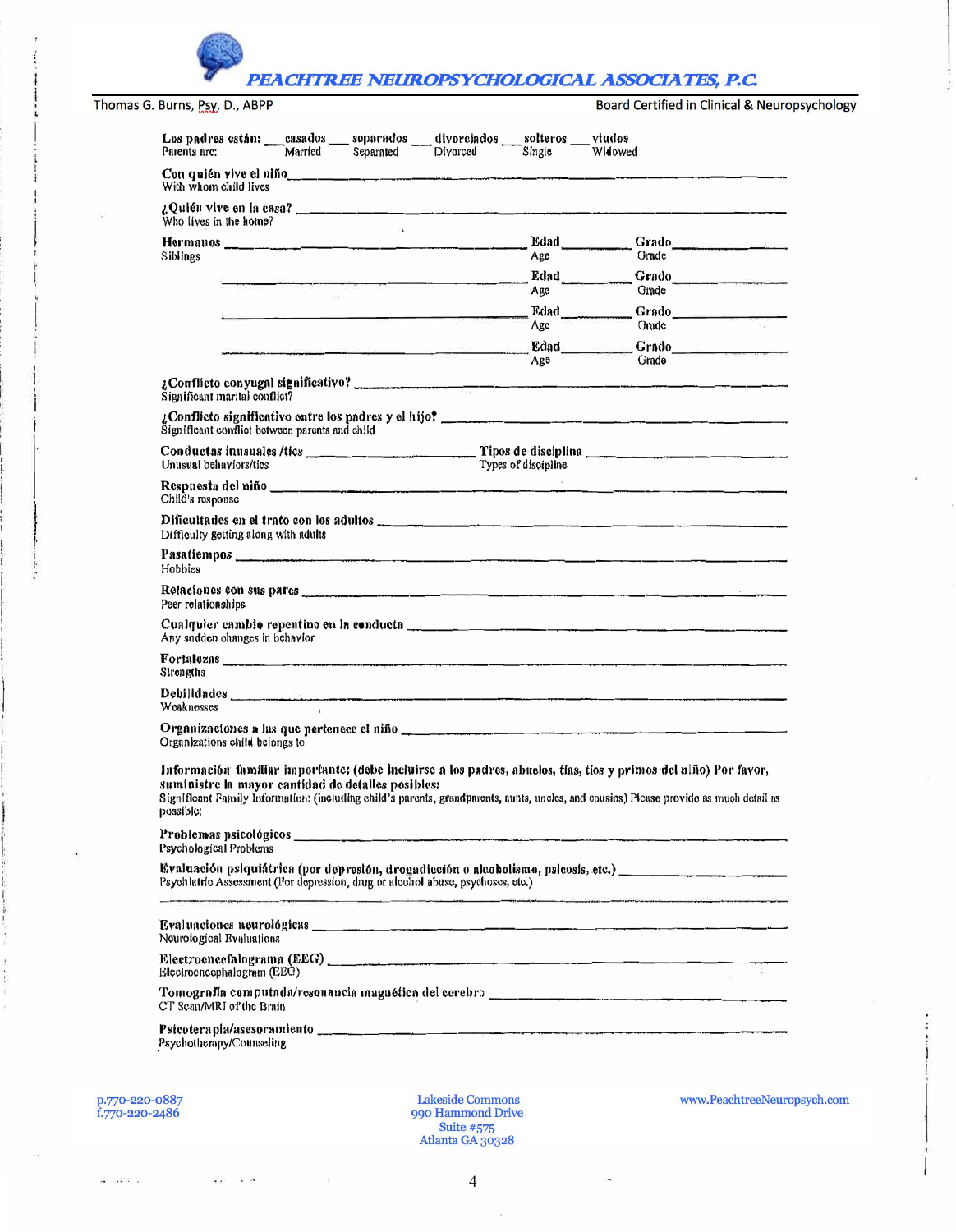# PEACHTREE NEUROPSYCHOLOGICAL ASSOCIATES, P.C.

Thomas G. Burns, Psy. D., ABPP — Board Certified in Clinical & Neuropsychology

**Los padres están:** ___ casados ___ separados ___ divorciados ___ solteros ___ viudos
Parents are: Married Separated Divorced Single Widowed

**Con quién vive el niño** ______________________________
With whom child lives

**¿Quién vive en la casa?** ______________________________
Who lives in the home?

**Hermanos** ______________________ **Edad** ________ **Grado** ________
Siblings — Age — Grade

______________________ **Edad** ________ **Grado** ________
Age — Grade

______________________ **Edad** ________ **Grado** ________
Age — Grade

______________________ **Edad** ________ **Grado** ________
Age — Grade

**¿Conflicto conyugal significativo?** ______________________________
Significant marital conflict?

**¿Conflicto significativo entre los padres y el hijo?** ______________________________
Significant conflict between parents and child

**Conductas inusuales /tics** ______________ **Tipos de disciplina** ______________
Unusual behaviors/tics — Types of discipline

**Respuesta del niño** ______________________________
Child's response

**Dificultades en el trato con los adultos** ______________________________
Difficulty getting along with adults

**Pasatiempos** ______________________________
Hobbies

**Relaciones con sus pares** ______________________________
Peer relationships

**Cualquier cambio repentino en la conducta** ______________________________
Any sudden changes in behavior

**Fortalezas** ______________________________
Strengths

**Debilidades** ______________________________
Weaknesses

**Organizaciones a las que pertenece el niño** ______________________________
Organizations child belongs to

**Información familiar importante: (debe incluirse a los padres, abuelos, tías, tíos y primos del niño) Por favor, suministre la mayor cantidad de detalles posibles:**
Significant Family Information: (including child's parents, grandparents, aunts, uncles, and cousins) Please provide as much detail as possible:

**Problemas psicológicos** ______________________________
Psychological Problems

**Evaluación psiquiátrica (por depresión, drogadicción o alcoholismo, psicosis, etc.)** ______________________________
Psychiatric Assessment (For depression, drug or alcohol abuse, psychoses, etc.)

______________________________

**Evaluaciones neurológicas** ______________________________
Neurological Evaluations

**Electroencefalograma (EEG)** ______________________________
Electroencephalogram (EEG)

**Tomografía computada/resonancia magnética del cerebro** ______________________________
CT Scan/MRI of the Brain

**Psicoterapia/asesoramiento** ______________________________
Psychotherapy/Counseling

p.770-220-0887
f.770-220-2486

Lakeside Commons
990 Hammond Drive
Suite #575
Atlanta GA 30328

www.PeachtreeNeuropsych.com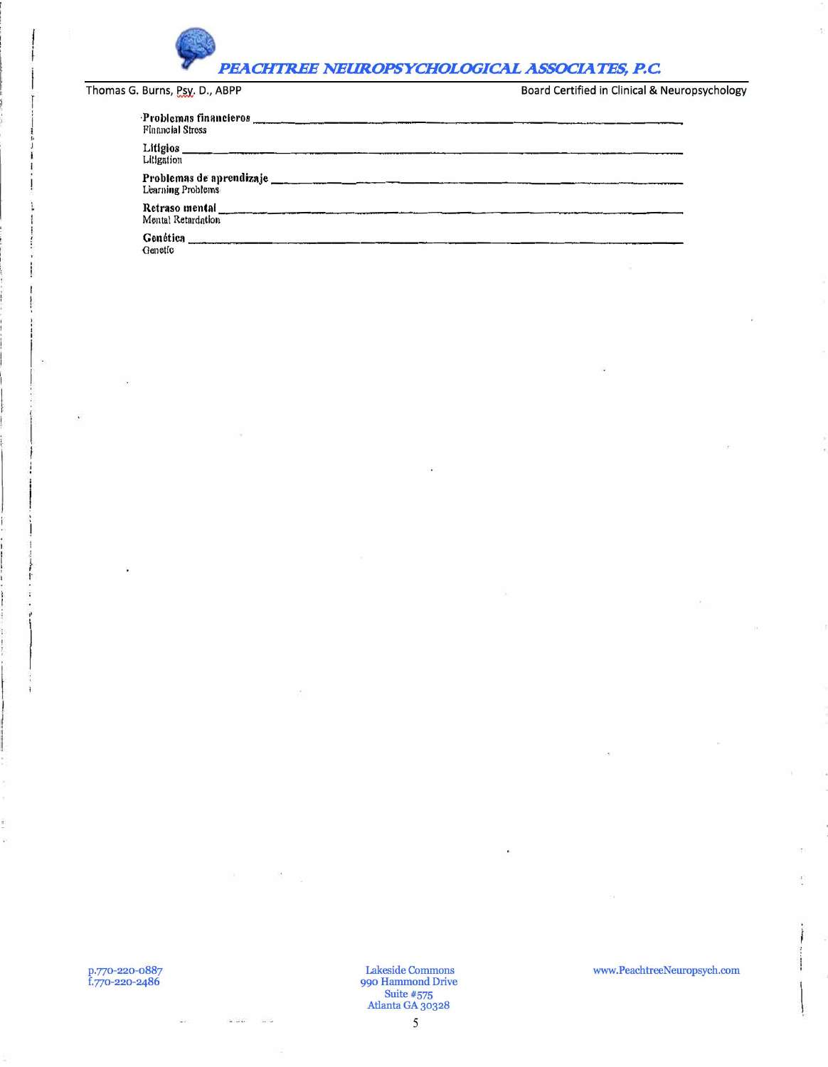Problemas financieros ______________________________
Financial Stress

Litigios ______________________________
Litigation

Problemas de aprendizaje ______________________________
Learning Problems

Retraso mental ______________________________
Mental Retardation

Genética ______________________________
Genetic